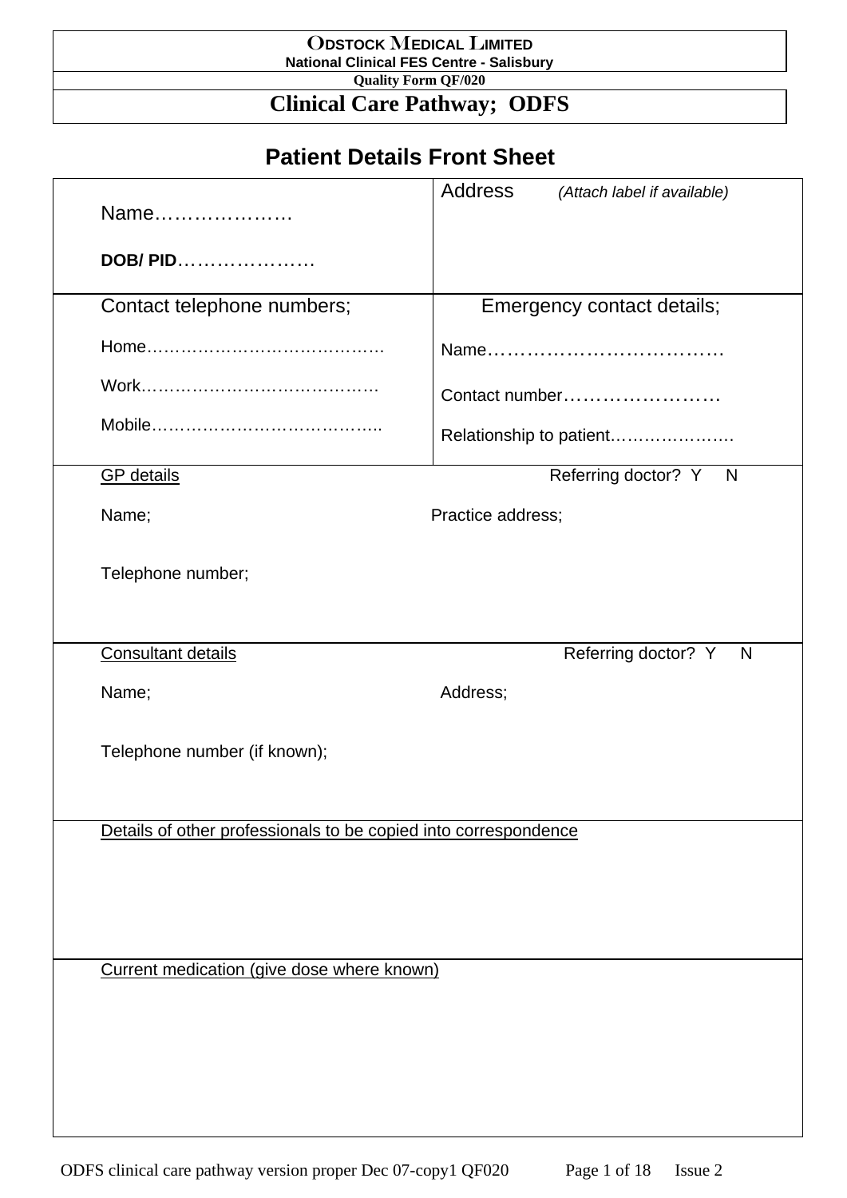**ODSTOCK MEDICAL LIMITED**
**National Clinical FES Centre - Salisbury**
**Quality Form QF/020**

# Clinical Care Pathway; ODFS

## Patient Details Front Sheet

| | |
|---|---|
| Name…………………<br><br>**DOB/ PID**………………… | Address *(Attach label if available)* |
| Contact telephone numbers;<br><br>Home…………………………………….<br><br>Work……………………………………<br><br>Mobile………………………………….. | Emergency contact details;<br><br>Name………………………………<br><br>Contact number……………………<br><br>Relationship to patient.…………………. |

<u>GP details</u> Referring doctor? Y N

Name;

Practice address;

Telephone number;

<u>Consultant details</u> Referring doctor? Y N

Name;

Address;

Telephone number (if known);

<u>Details of other professionals to be copied into correspondence</u>

<u>Current medication (give dose where known)</u>

ODFS clinical care pathway version proper Dec 07-copy1 QF020 Issue 2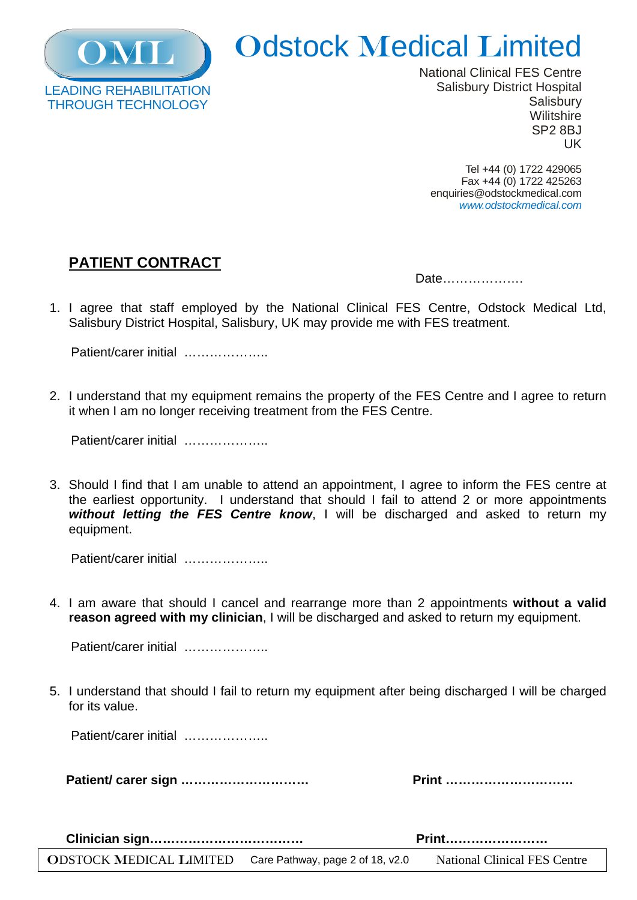OML

LEADING REHABILITATION THROUGH TECHNOLOGY

# Odstock Medical Limited

National Clinical FES Centre
Salisbury District Hospital
Salisbury
Wilitshire
SP2 8BJ
UK

Tel +44 (0) 1722 429065
Fax +44 (0) 1722 425263
enquiries@odstockmedical.com
www.odstockmedical.com

## PATIENT CONTRACT

Date……………….

1. I agree that staff employed by the National Clinical FES Centre, Odstock Medical Ltd, Salisbury District Hospital, Salisbury, UK may provide me with FES treatment.

   Patient/carer initial ………………..

2. I understand that my equipment remains the property of the FES Centre and I agree to return it when I am no longer receiving treatment from the FES Centre.

   Patient/carer initial ………………..

3. Should I find that I am unable to attend an appointment, I agree to inform the FES centre at the earliest opportunity. I understand that should I fail to attend 2 or more appointments ***without letting the FES Centre know***, I will be discharged and asked to return my equipment.

   Patient/carer initial ………………..

4. I am aware that should I cancel and rearrange more than 2 appointments **without a valid reason agreed with my clinician**, I will be discharged and asked to return my equipment.

   Patient/carer initial ………………..

5. I understand that should I fail to return my equipment after being discharged I will be charged for its value.

   Patient/carer initial ………………..

**Patient/ carer sign …………………………** **Print …………………………**

**Clinician sign………………………………** **Print……………………**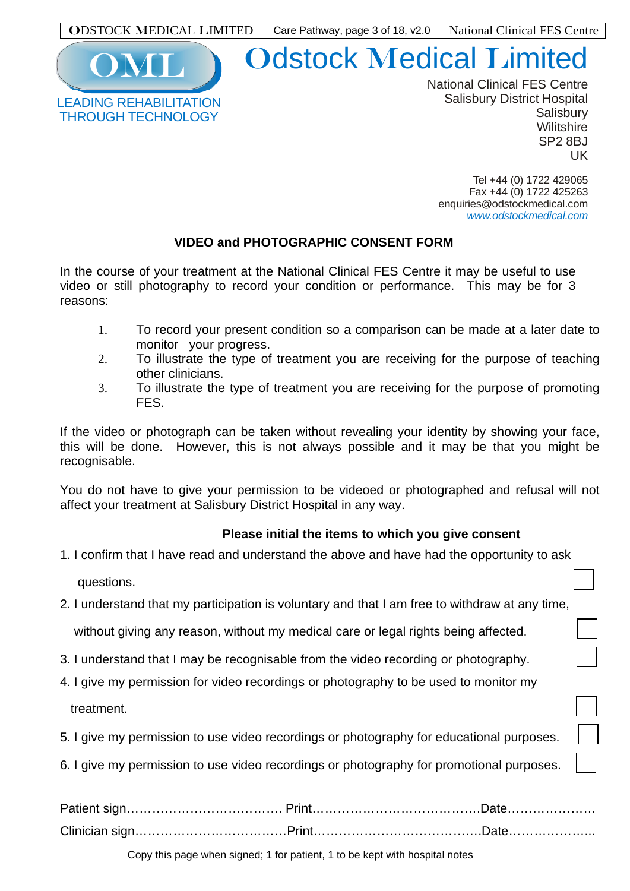OML

LEADING REHABILITATION THROUGH TECHNOLOGY

# Odstock Medical Limited

National Clinical FES Centre
Salisbury District Hospital
Salisbury
Wilitshire
SP2 8BJ
UK

Tel +44 (0) 1722 429065
Fax +44 (0) 1722 425263
enquiries@odstockmedical.com
www.odstockmedical.com

## VIDEO and PHOTOGRAPHIC CONSENT FORM

In the course of your treatment at the National Clinical FES Centre it may be useful to use video or still photography to record your condition or performance. This may be for 3 reasons:

1. To record your present condition so a comparison can be made at a later date to monitor your progress.
2. To illustrate the type of treatment you are receiving for the purpose of teaching other clinicians.
3. To illustrate the type of treatment you are receiving for the purpose of promoting FES.

If the video or photograph can be taken without revealing your identity by showing your face, this will be done. However, this is not always possible and it may be that you might be recognisable.

You do not have to give your permission to be videoed or photographed and refusal will not affect your treatment at Salisbury District Hospital in any way.

**Please initial the items to which you give consent**

1. I confirm that I have read and understand the above and have had the opportunity to ask questions. ☐
2. I understand that my participation is voluntary and that I am free to withdraw at any time, without giving any reason, without my medical care or legal rights being affected. ☐
3. I understand that I may be recognisable from the video recording or photography. ☐
4. I give my permission for video recordings or photography to be used to monitor my treatment. ☐
5. I give my permission to use video recordings or photography for educational purposes. ☐
6. I give my permission to use video recordings or photography for promotional purposes. ☐

Patient sign………………………………. Print………………………………….Date…………………

Clinician sign………………………………Print………………………………….Date………………..

Copy this page when signed; 1 for patient, 1 to be kept with hospital notes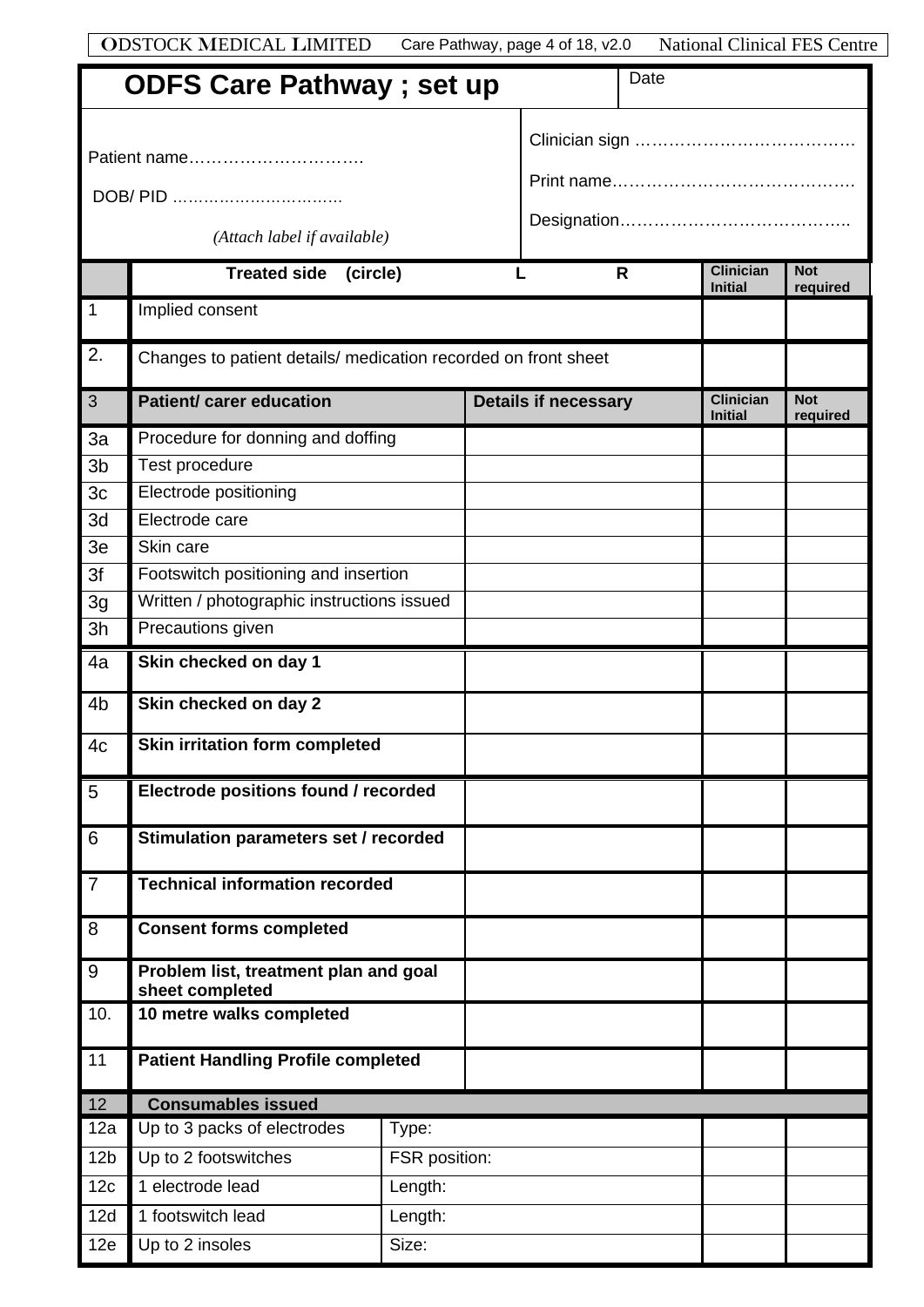# ODFS Care Pathway ; set up

Date

Patient name…………………………

DOB/ PID ……………………………

*(Attach label if available)*

Clinician sign …………………………………

Print name…………………………………….

Designation…………………………………..

| | Treated side (circle) L R | | Clinician Initial | Not required |
|---|---|---|---|---|
| 1 | Implied consent | | | |
| 2. | Changes to patient details/ medication recorded on front sheet | | | |
| 3 | **Patient/ carer education** | **Details if necessary** | **Clinician Initial** | **Not required** |
| 3a | Procedure for donning and doffing | | | |
| 3b | Test procedure | | | |
| 3c | Electrode positioning | | | |
| 3d | Electrode care | | | |
| 3e | Skin care | | | |
| 3f | Footswitch positioning and insertion | | | |
| 3g | Written / photographic instructions issued | | | |
| 3h | Precautions given | | | |
| 4a | **Skin checked on day 1** | | | |
| 4b | **Skin checked on day 2** | | | |
| 4c | **Skin irritation form completed** | | | |
| 5 | **Electrode positions found / recorded** | | | |
| 6 | **Stimulation parameters set / recorded** | | | |
| 7 | **Technical information recorded** | | | |
| 8 | **Consent forms completed** | | | |
| 9 | **Problem list, treatment plan and goal sheet completed** | | | |
| 10. | **10 metre walks completed** | | | |
| 11 | **Patient Handling Profile completed** | | | |
| 12 | **Consumables issued** | | | |
| 12a | Up to 3 packs of electrodes | Type: | | |
| 12b | Up to 2 footswitches | FSR position: | | |
| 12c | 1 electrode lead | Length: | | |
| 12d | 1 footswitch lead | Length: | | |
| 12e | Up to 2 insoles | Size: | | |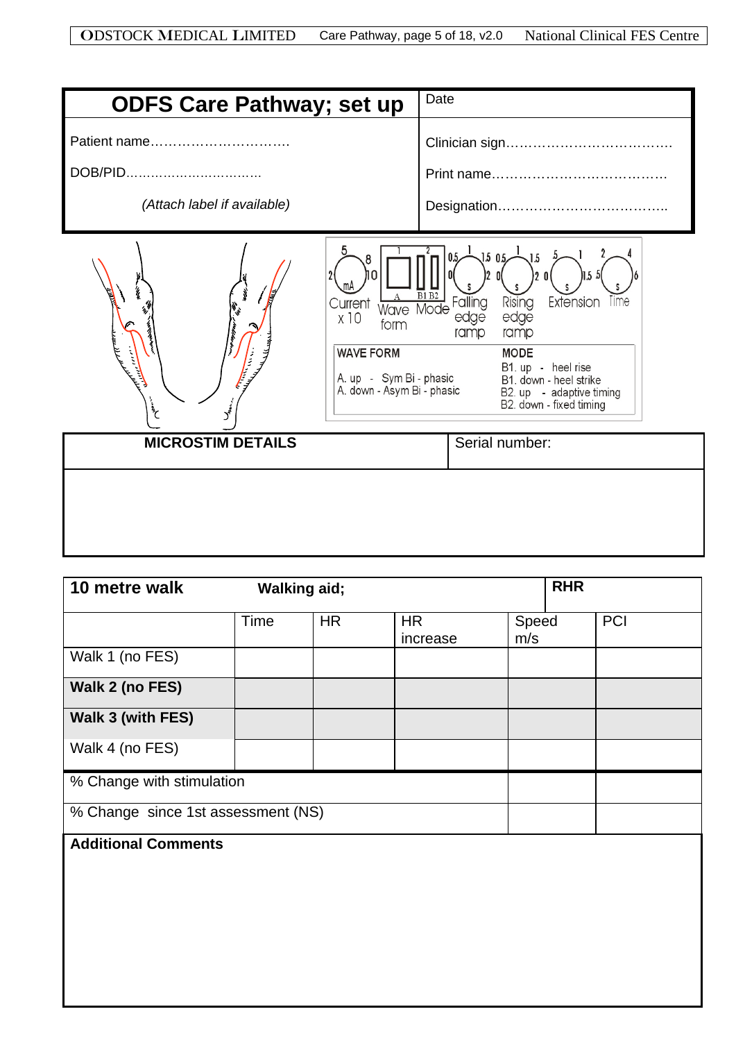| ODFS Care Pathway; set up | Date |
|---|---|
| Patient name…………………………. | Clinician sign………………………………. |
| DOB/PID…………………………… | Print name…………………………………. |
| *(Attach label if available)* | Designation……………………………….. |

Current x 10 (mA: 2, 5, 8, 10)

Wave form (A)

Mode (B1 B2)

Falling edge ramp (0, 0.5, 1, 1.5, 2, s)

Rising edge ramp (0, 0.5, 1, 1.5, 2, s)

Extension (0, .5, 1, 1.5, s)

Time (.5, 2, 4, 6, s)

**WAVE FORM**

A. up - Sym Bi - phasic
A. down - Asym Bi - phasic

**MODE**

B1. up - heel rise
B1. down - heel strike
B2. up - adaptive timing
B2. down - fixed timing

| MICROSTIM DETAILS | Serial number: |
|---|---|
| | |

| 10 metre walk | Walking aid; | | | RHR | |
|---|---|---|---|---|---|
| | Time | HR | HR increase | Speed m/s | PCI |
| Walk 1 (no FES) | | | | | |
| **Walk 2 (no FES)** | | | | | |
| **Walk 3 (with FES)** | | | | | |
| Walk 4 (no FES) | | | | | |
| % Change with stimulation | | | | | |
| % Change since 1st assessment (NS) | | | | | |

**Additional Comments**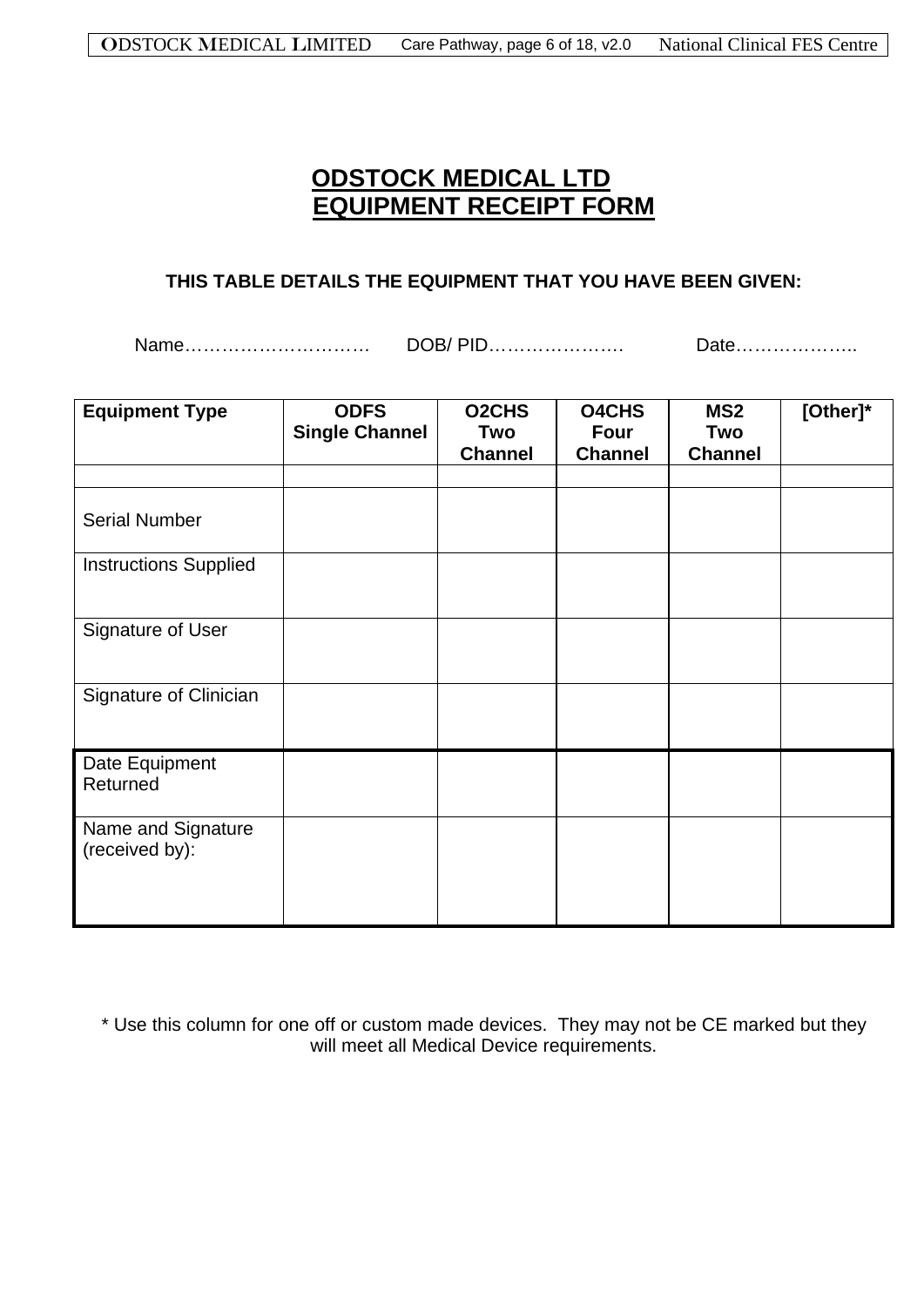# ODSTOCK MEDICAL LTD
# EQUIPMENT RECEIPT FORM

**THIS TABLE DETAILS THE EQUIPMENT THAT YOU HAVE BEEN GIVEN:**

Name………………………… DOB/ PID…………………. Date………………..

| Equipment Type | ODFS Single Channel | O2CHS Two Channel | O4CHS Four Channel | MS2 Two Channel | [Other]* |
|---|---|---|---|---|---|
| | | | | | |
| Serial Number | | | | | |
| Instructions Supplied | | | | | |
| Signature of User | | | | | |
| Signature of Clinician | | | | | |
| Date Equipment Returned | | | | | |
| Name and Signature (received by): | | | | | |

* Use this column for one off or custom made devices. They may not be CE marked but they will meet all Medical Device requirements.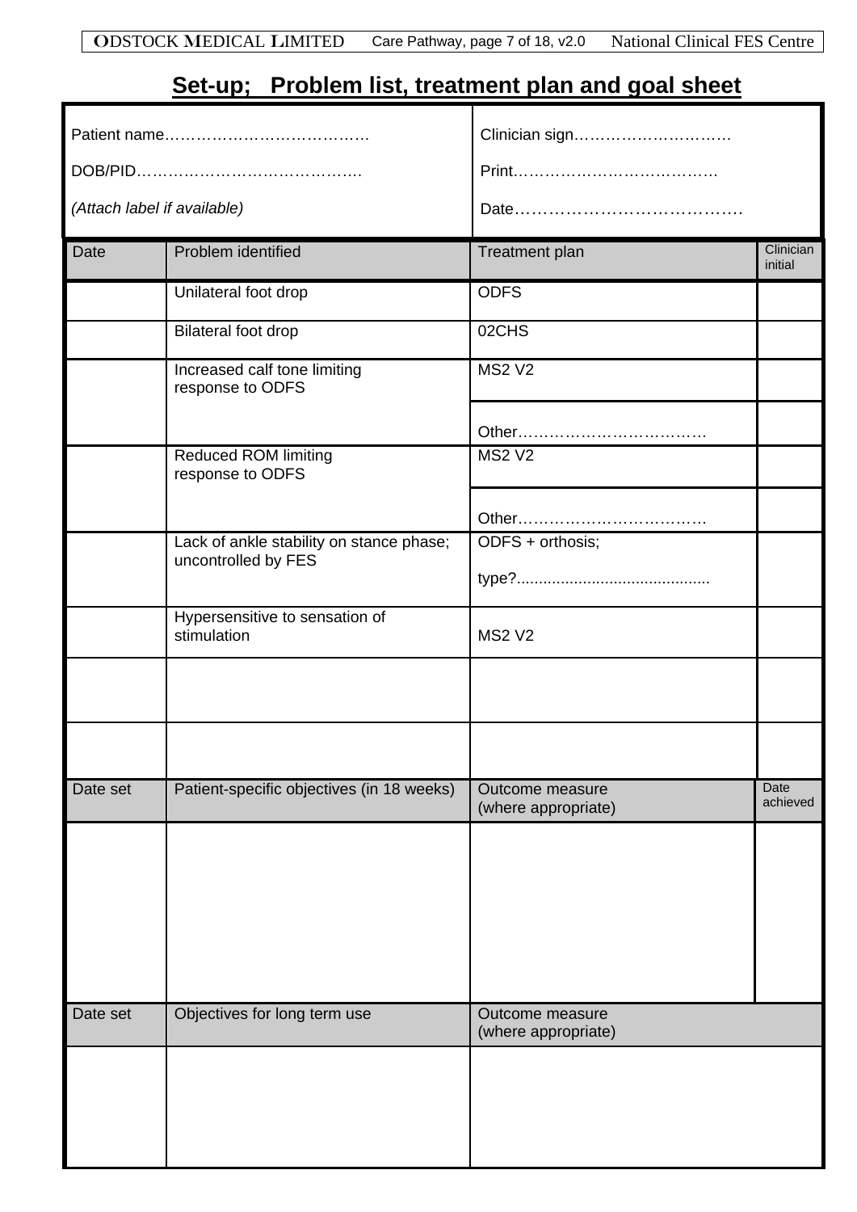## Set-up; Problem list, treatment plan and goal sheet

| | |
|---|---|
| Patient name………………………………… | Clinician sign………………………… |
| DOB/PID…………………………………… | Print………………………………… |
| *(Attach label if available)* | Date………………………………… |

| Date | Problem identified | Treatment plan | Clinician initial |
|---|---|---|---|
| | Unilateral foot drop | ODFS | |
| | Bilateral foot drop | 02CHS | |
| | Increased calf tone limiting response to ODFS | MS2 V2 | |
| | | Other……………………………… | |
| | Reduced ROM limiting response to ODFS | MS2 V2 | |
| | | Other……………………………… | |
| | Lack of ankle stability on stance phase; uncontrolled by FES | ODFS + orthosis; type?........................................... | |
| | Hypersensitive to sensation of stimulation | MS2 V2 | |
| | | | |
| | | | |

| Date set | Patient-specific objectives (in 18 weeks) | Outcome measure (where appropriate) | Date achieved |
|---|---|---|---|
| | | | |

| Date set | Objectives for long term use | Outcome measure (where appropriate) |
|---|---|---|
| | | |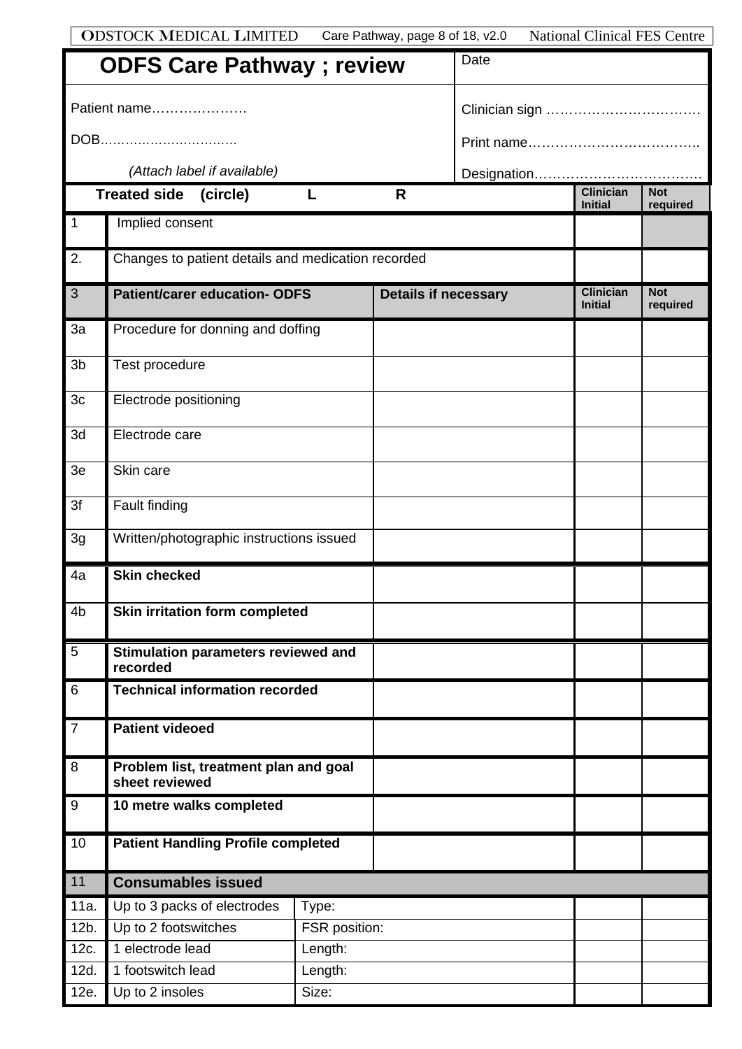# ODFS Care Pathway ; review

| Patient name………………… | Date |
|---|---|
| DOB…………………………… | Clinician sign ……………………………. |
| *(Attach label if available)* | Print name………………………………. |
| | Designation………………………………. |

**Treated side (circle) L R**

| | | Details if necessary | Clinician Initial | Not required |
|---|---|---|---|---|
| 1 | Implied consent | | | |
| 2. | Changes to patient details and medication recorded | | | |
| 3 | **Patient/carer education- ODFS** | **Details if necessary** | **Clinician Initial** | **Not required** |
| 3a | Procedure for donning and doffing | | | |
| 3b | Test procedure | | | |
| 3c | Electrode positioning | | | |
| 3d | Electrode care | | | |
| 3e | Skin care | | | |
| 3f | Fault finding | | | |
| 3g | Written/photographic instructions issued | | | |
| 4a | **Skin checked** | | | |
| 4b | **Skin irritation form completed** | | | |
| 5 | **Stimulation parameters reviewed and recorded** | | | |
| 6 | **Technical information recorded** | | | |
| 7 | **Patient videoed** | | | |
| 8 | **Problem list, treatment plan and goal sheet reviewed** | | | |
| 9 | **10 metre walks completed** | | | |
| 10 | **Patient Handling Profile completed** | | | |
| 11 | **Consumables issued** | | | |
| 11a. | Up to 3 packs of electrodes | Type: | | |
| 12b. | Up to 2 footswitches | FSR position: | | |
| 12c. | 1 electrode lead | Length: | | |
| 12d. | 1 footswitch lead | Length: | | |
| 12e. | Up to 2 insoles | Size: | | |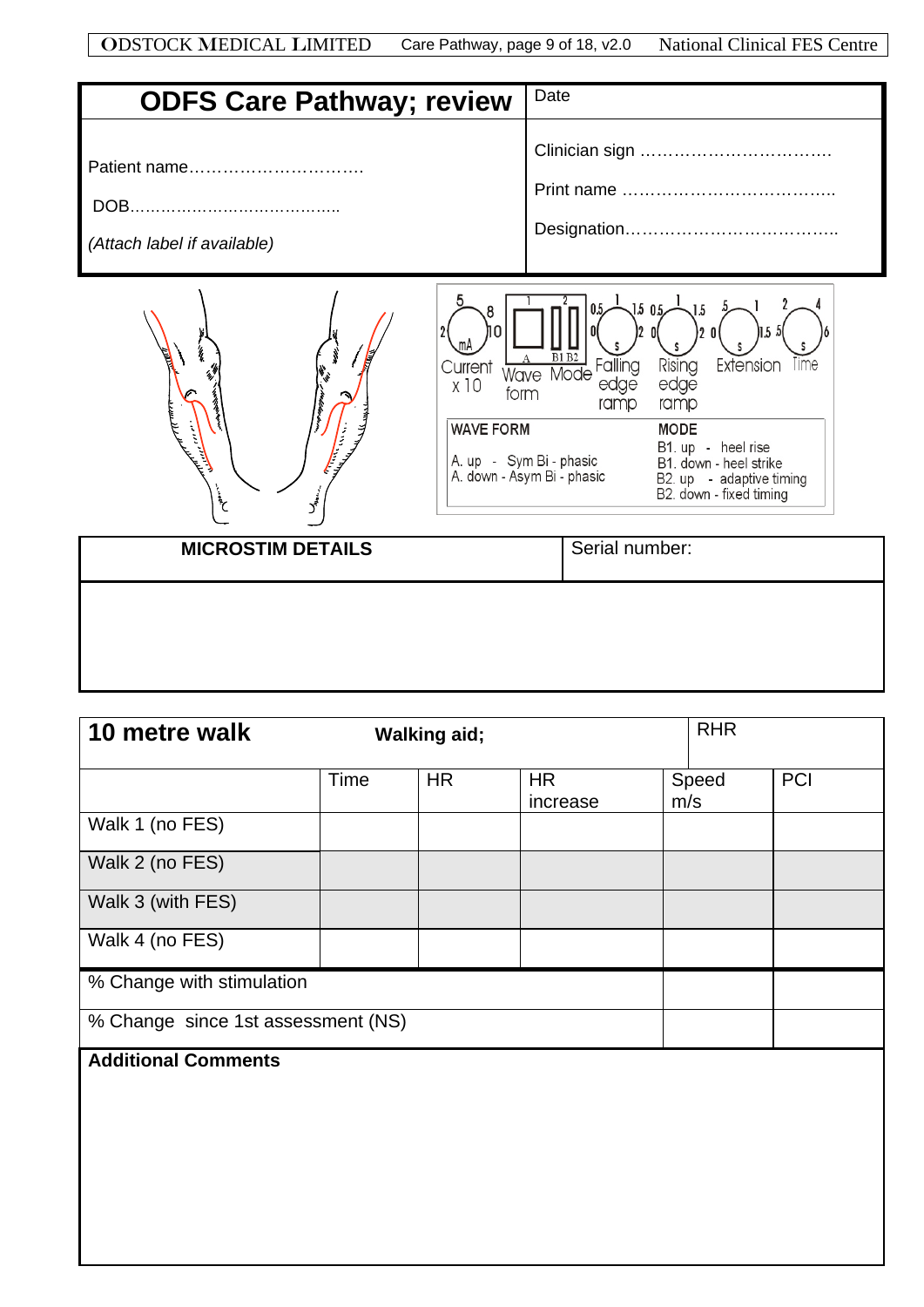| **ODFS Care Pathway; review** | Date |
|---|---|
| Patient name………………………….<br><br>DOB…………………………………..<br><br>*(Attach label if available)* | Clinician sign …………………………….<br><br>Print name ……………………………….<br><br>Designation………………………………. |

Current x 10 (mA: 2, 5, 8, 10) | Wave form (A) | Mode (1, 2, B1, B2) | Falling edge ramp (0, 0.5, 1, 1.5, 2, s) | Rising edge ramp (0, 0.5, 1, 1.5, 2, s) | Extension (0, .5, 1, 1.5, s) | Time (2, 4, 5, 6, s)

**WAVE FORM**

A. up - Sym Bi - phasic
A. down - Asym Bi - phasic

**MODE**

B1. up - heel rise
B1. down - heel strike
B2. up - adaptive timing
B2. down - fixed timing

| **MICROSTIM DETAILS** | Serial number: |
|---|---|
| | |

| **10 metre walk** | **Walking aid;** | | | RHR | |
|---|---|---|---|---|---|
| | Time | HR | HR increase | Speed m/s | PCI |
| Walk 1 (no FES) | | | | | |
| Walk 2 (no FES) | | | | | |
| Walk 3 (with FES) | | | | | |
| Walk 4 (no FES) | | | | | |
| % Change with stimulation | | | | | |
| % Change since 1st assessment (NS) | | | | | |

**Additional Comments**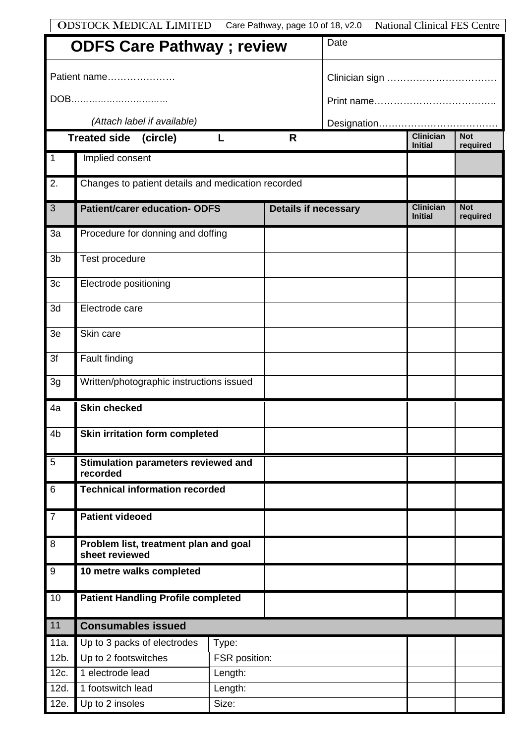# ODFS Care Pathway ; review

Date

Patient name…………………

DOB……………………………

*(Attach label if available)*

Clinician sign ……………………………

Print name………………………………..

Designation………………………………

| | **Treated side (circle) L R** | | Clinician Initial | Not required |
|---|---|---|---|---|
| 1 | Implied consent | | | |
| 2. | Changes to patient details and medication recorded | | | |
| 3 | **Patient/carer education- ODFS** | **Details if necessary** | **Clinician Initial** | **Not required** |
| 3a | Procedure for donning and doffing | | | |
| 3b | Test procedure | | | |
| 3c | Electrode positioning | | | |
| 3d | Electrode care | | | |
| 3e | Skin care | | | |
| 3f | Fault finding | | | |
| 3g | Written/photographic instructions issued | | | |
| 4a | **Skin checked** | | | |
| 4b | **Skin irritation form completed** | | | |
| 5 | **Stimulation parameters reviewed and recorded** | | | |
| 6 | **Technical information recorded** | | | |
| 7 | **Patient videoed** | | | |
| 8 | **Problem list, treatment plan and goal sheet reviewed** | | | |
| 9 | **10 metre walks completed** | | | |
| 10 | **Patient Handling Profile completed** | | | |
| 11 | **Consumables issued** | | | |
| 11a. | Up to 3 packs of electrodes | Type: | | |
| 12b. | Up to 2 footswitches | FSR position: | | |
| 12c. | 1 electrode lead | Length: | | |
| 12d. | 1 footswitch lead | Length: | | |
| 12e. | Up to 2 insoles | Size: | | |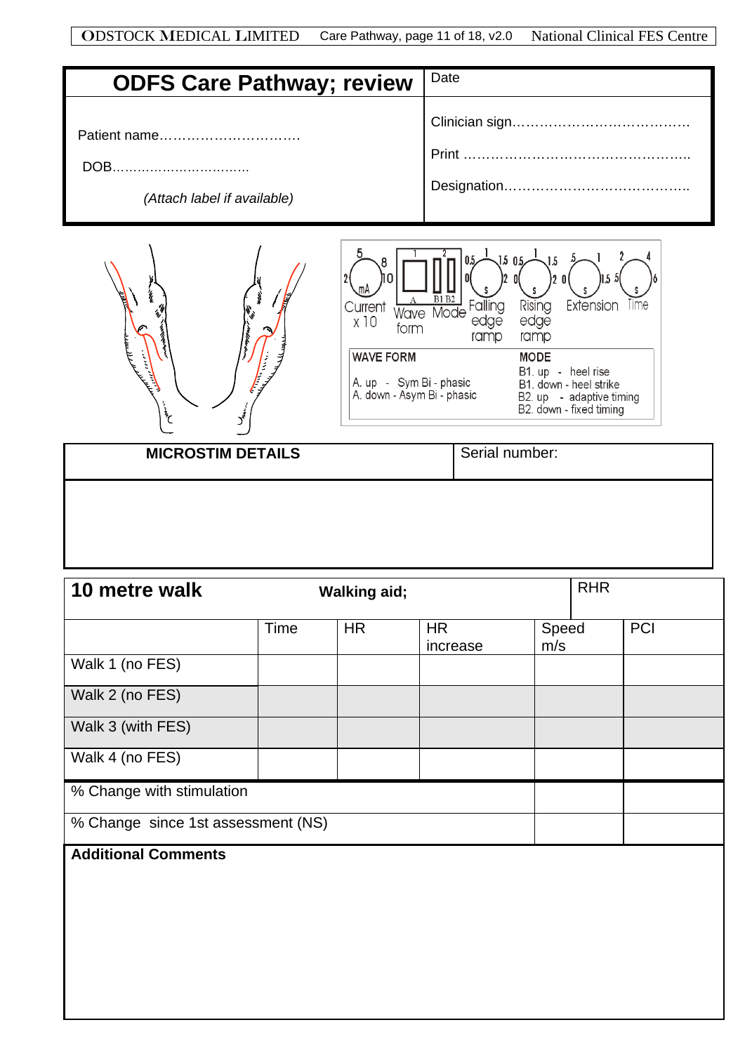| ODFS Care Pathway; review | Date |
|---|---|
| Patient name………………………….<br>DOB……………………………<br>*(Attach label if available)* | Clinician sign…………………………………<br>Print …………………………………………..<br>Designation………………………………….. |

5 8 2 10 mA Current x 10 | 1 2 A Wave form | B1 B2 Mode | 0.5 1 1.5 0 2 s Falling edge ramp | 0.5 1 1.5 0 2 s Rising edge ramp | .5 1 1.5 5 s Extension | 2 4 6 s Time

**WAVE FORM**

A. up - Sym Bi - phasic
A. down - Asym Bi - phasic

**MODE**

B1. up - heel rise
B1. down - heel strike
B2. up - adaptive timing
B2. down - fixed timing

| MICROSTIM DETAILS | Serial number: |
|---|---|
| | |

| 10 metre walk | Walking aid; | | | RHR | |
|---|---|---|---|---|---|
| | Time | HR | HR increase | Speed m/s | PCI |
| Walk 1 (no FES) | | | | | |
| Walk 2 (no FES) | | | | | |
| Walk 3 (with FES) | | | | | |
| Walk 4 (no FES) | | | | | |
| % Change with stimulation | | | | | |
| % Change since 1st assessment (NS) | | | | | |

**Additional Comments**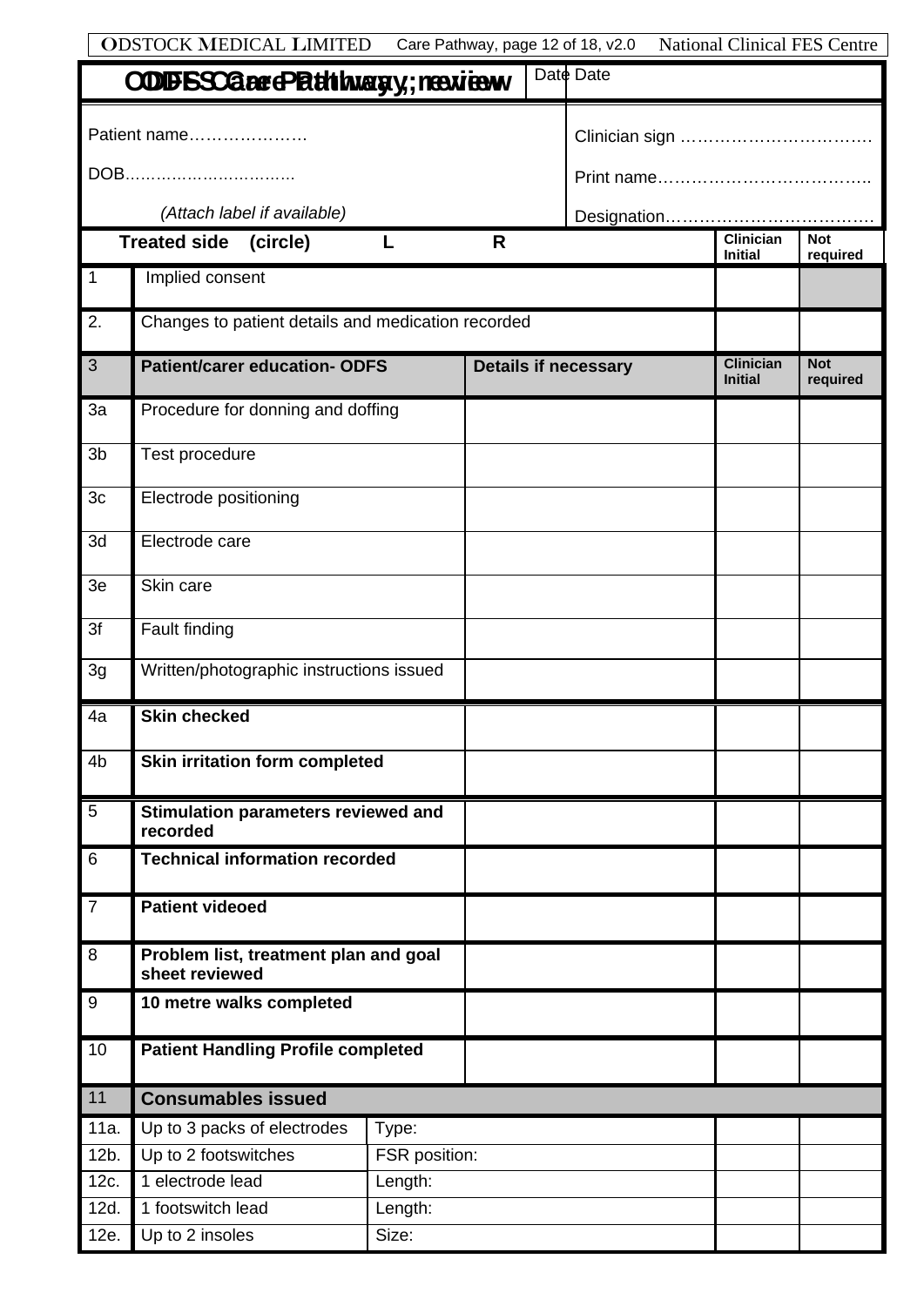# ODFS Care Pathway; review

| ODFS Care Pathway; review | Date |
|---|---|
| Patient name………………… | Clinician sign ……………………………… |
| DOB…………………………… | Print name……………………………….. |
| *(Attach label if available)* | Designation………………………………. |

**Treated side (circle) L R**

| | | Details if necessary | Clinician Initial | Not required |
|---|---|---|---|---|
| 1 | Implied consent | | | |
| 2. | Changes to patient details and medication recorded | | | |
| **3** | **Patient/carer education- ODFS** | **Details if necessary** | **Clinician Initial** | **Not required** |
| 3a | Procedure for donning and doffing | | | |
| 3b | Test procedure | | | |
| 3c | Electrode positioning | | | |
| 3d | Electrode care | | | |
| 3e | Skin care | | | |
| 3f | Fault finding | | | |
| 3g | Written/photographic instructions issued | | | |
| 4a | **Skin checked** | | | |
| 4b | **Skin irritation form completed** | | | |
| 5 | **Stimulation parameters reviewed and recorded** | | | |
| 6 | **Technical information recorded** | | | |
| 7 | **Patient videoed** | | | |
| 8 | **Problem list, treatment plan and goal sheet reviewed** | | | |
| 9 | **10 metre walks completed** | | | |
| 10 | **Patient Handling Profile completed** | | | |
| **11** | **Consumables issued** | | | |
| 11a. | Up to 3 packs of electrodes | Type: | | |
| 12b. | Up to 2 footswitches | FSR position: | | |
| 12c. | 1 electrode lead | Length: | | |
| 12d. | 1 footswitch lead | Length: | | |
| 12e. | Up to 2 insoles | Size: | | |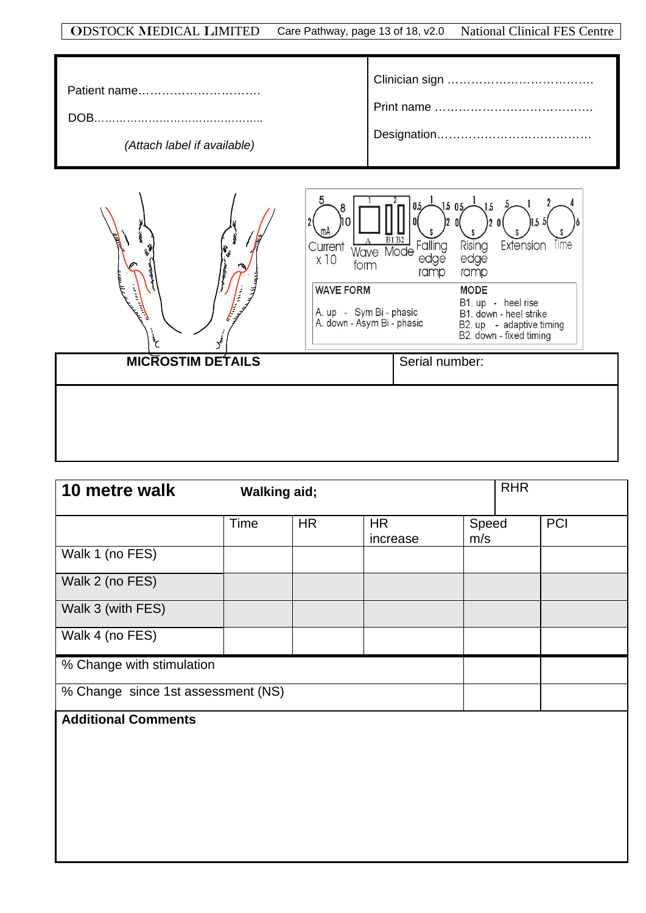| Patient name………………………… DOB……………………………………. *(Attach label if available)* | Clinician sign ………………………………. Print name …………………………………. Designation………………………………… |
|---|---|

| Current x 10 | Wave form | Mode | Falling edge ramp | Rising edge ramp | Extension | Time |
|---|---|---|---|---|---|---|

| WAVE FORM | MODE |
|---|---|
| A. up - Sym Bi - phasic | B1. up - heel rise |
| A. down - Asym Bi - phasic | B1. down - heel strike |
| | B2. up - adaptive timing |
| | B2. down - fixed timing |

| **MICROSTIM DETAILS** | Serial number: |
|---|---|
| | |

| **10 metre walk** | **Walking aid;** | | | RHR | |
|---|---|---|---|---|---|
| | Time | HR | HR increase | Speed m/s | PCI |
| Walk 1 (no FES) | | | | | |
| Walk 2 (no FES) | | | | | |
| Walk 3 (with FES) | | | | | |
| Walk 4 (no FES) | | | | | |
| % Change with stimulation | | | | | |
| % Change since 1st assessment (NS) | | | | | |

**Additional Comments**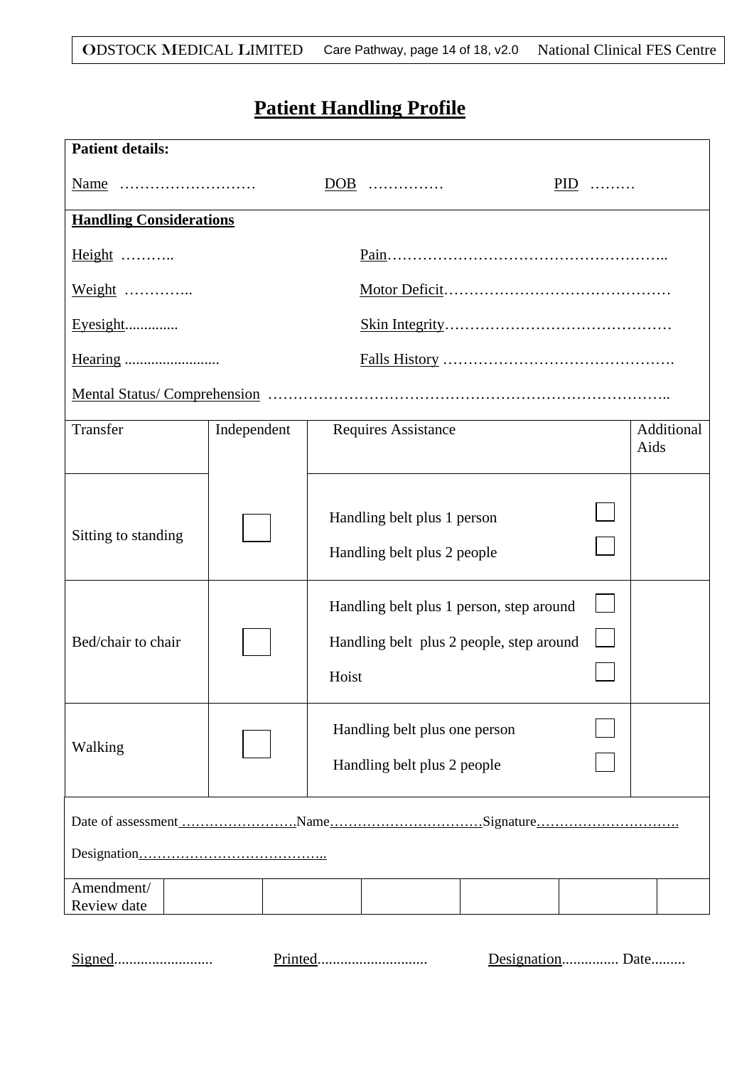# Patient Handling Profile

**Patient details:**

Name ……………………… DOB …………… PID ………

**Handling Considerations**

Height ………..

Pain………………………………………………..

Weight …………..

Motor Deficit………………………………………

Eyesight..............

Skin Integrity………………………………………

Hearing .........................

Falls History ……………………………………….

Mental Status/ Comprehension ……………………………………………………………………..

| Transfer | Independent | Requires Assistance | | Additional Aids |
|---|---|---|---|---|
| Sitting to standing | ☐ | Handling belt plus 1 person<br>Handling belt plus 2 people | ☐<br>☐ | |
| Bed/chair to chair | ☐ | Handling belt plus 1 person, step around<br>Handling belt plus 2 people, step around<br>Hoist | ☐<br>☐<br>☐ | |
| Walking | ☐ | Handling belt plus one person<br>Handling belt plus 2 people | ☐<br>☐ | |

Date of assessment …………………….Name……………………………Signature………………………….

Designation…………………………………..

| Amendment/ Review date | | | | | | |
|---|---|---|---|---|---|---|

Signed.......................... Printed............................ Designation............... Date.........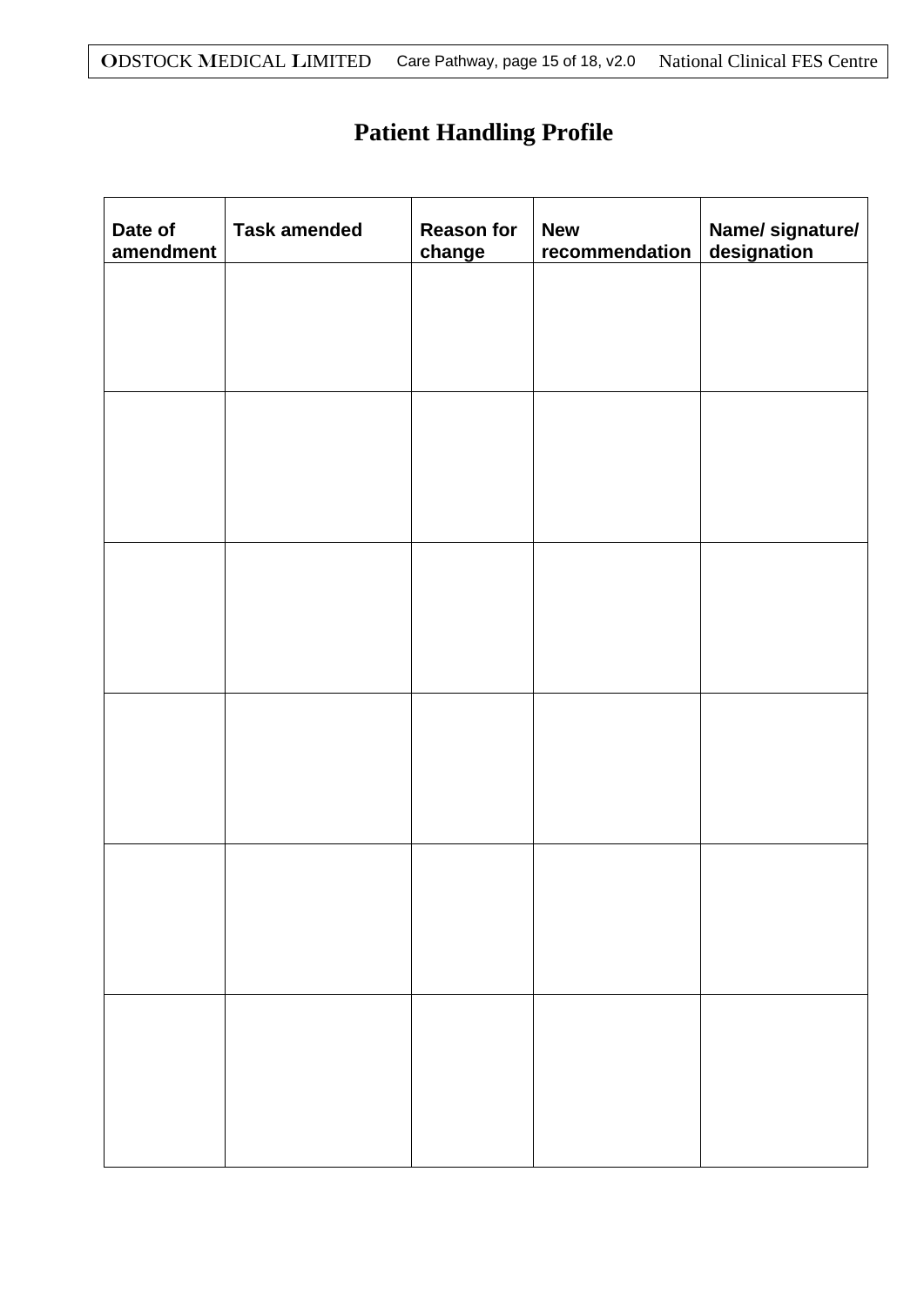# Patient Handling Profile

| Date of amendment | Task amended | Reason for change | New recommendation | Name/ signature/ designation |
|---|---|---|---|---|
| | | | | |
| | | | | |
| | | | | |
| | | | | |
| | | | | |
| | | | | |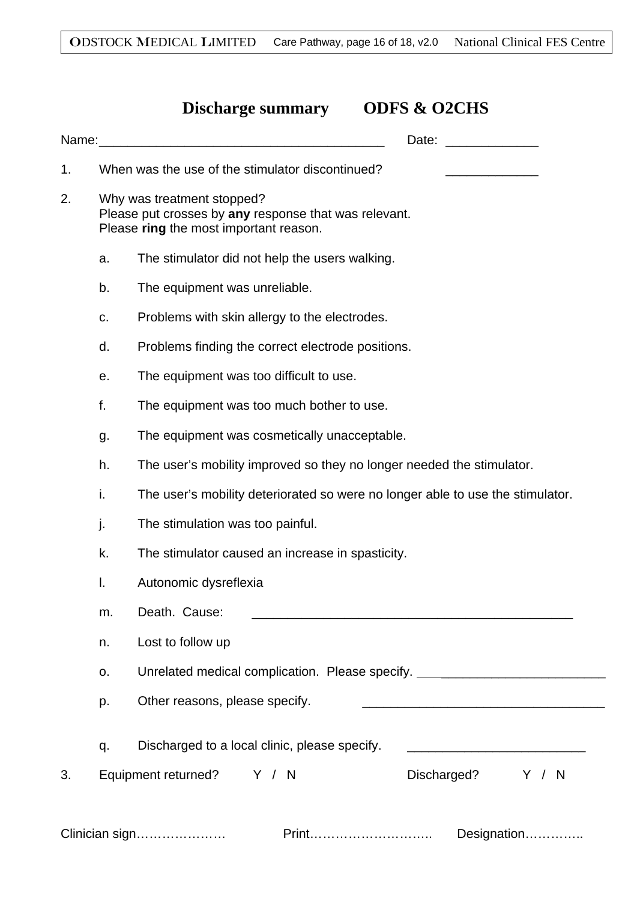# Discharge summary ODFS & O2CHS

Name:_________________________________________ Date: _____________

1. When was the use of the stimulator discontinued? _____________

2. Why was treatment stopped?
   Please put crosses by **any** response that was relevant.
   Please **ring** the most important reason.

   a. The stimulator did not help the users walking.

   b. The equipment was unreliable.

   c. Problems with skin allergy to the electrodes.

   d. Problems finding the correct electrode positions.

   e. The equipment was too difficult to use.

   f. The equipment was too much bother to use.

   g. The equipment was cosmetically unacceptable.

   h. The user's mobility improved so they no longer needed the stimulator.

   i. The user's mobility deteriorated so were no longer able to use the stimulator.

   j. The stimulation was too painful.

   k. The stimulator caused an increase in spasticity.

   l. Autonomic dysreflexia

   m. Death. Cause: ______________________________________________

   n. Lost to follow up

   o. Unrelated medical complication. Please specify. ___________________________

   p. Other reasons, please specify. __________________________________

   q. Discharged to a local clinic, please specify. _________________________

3. Equipment returned? Y / N Discharged? Y / N

Clinician sign………………… Print……………………….. Designation…………..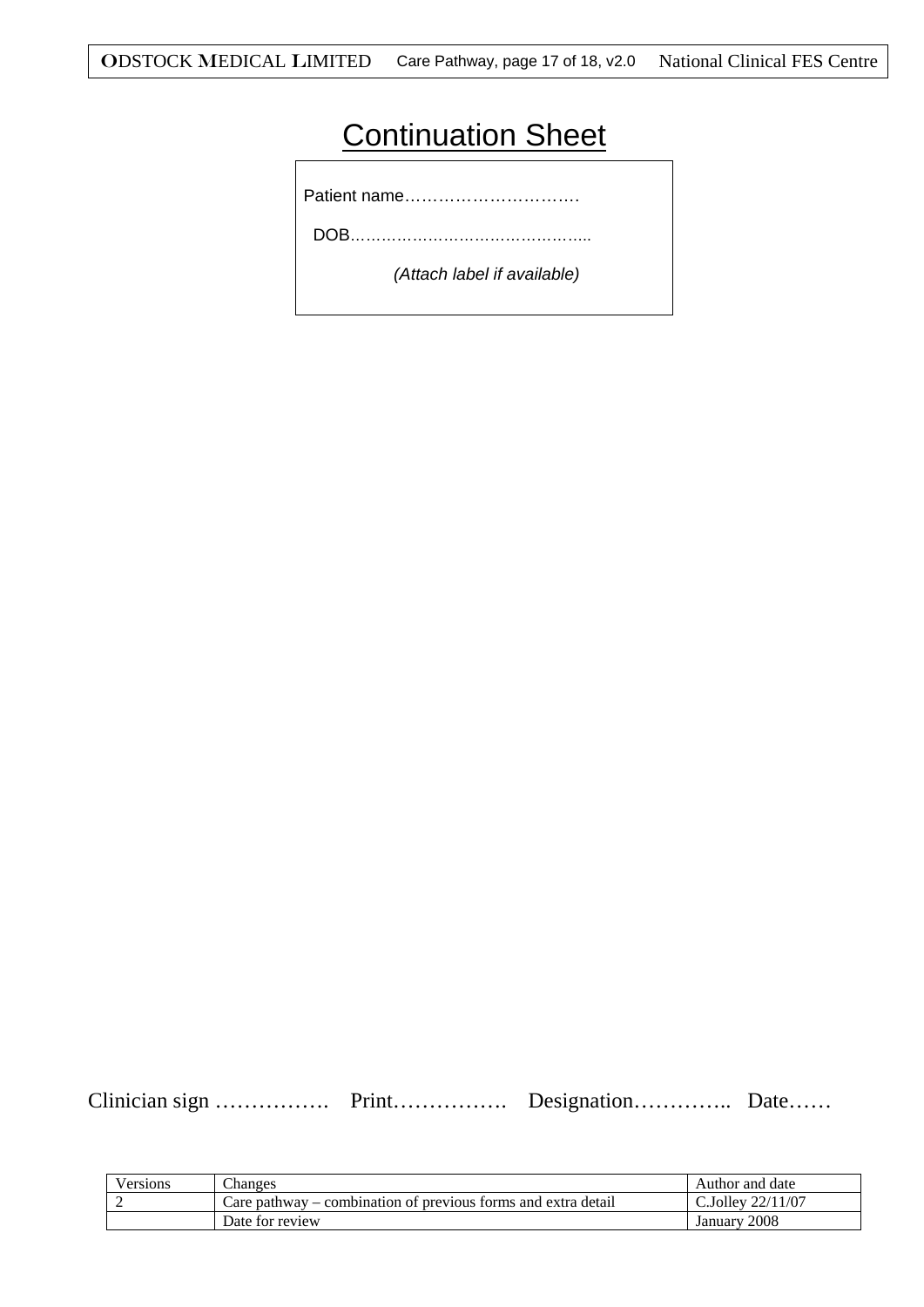# Continuation Sheet

Patient name………………………….

DOB………………………………………..

*(Attach label if available)*

Clinician sign ……………. Print……………. Designation………….. Date……

| Versions | Changes | Author and date |
|---|---|---|
| 2 | Care pathway – combination of previous forms and extra detail | C.Jolley 22/11/07 |
| | Date for review | January 2008 |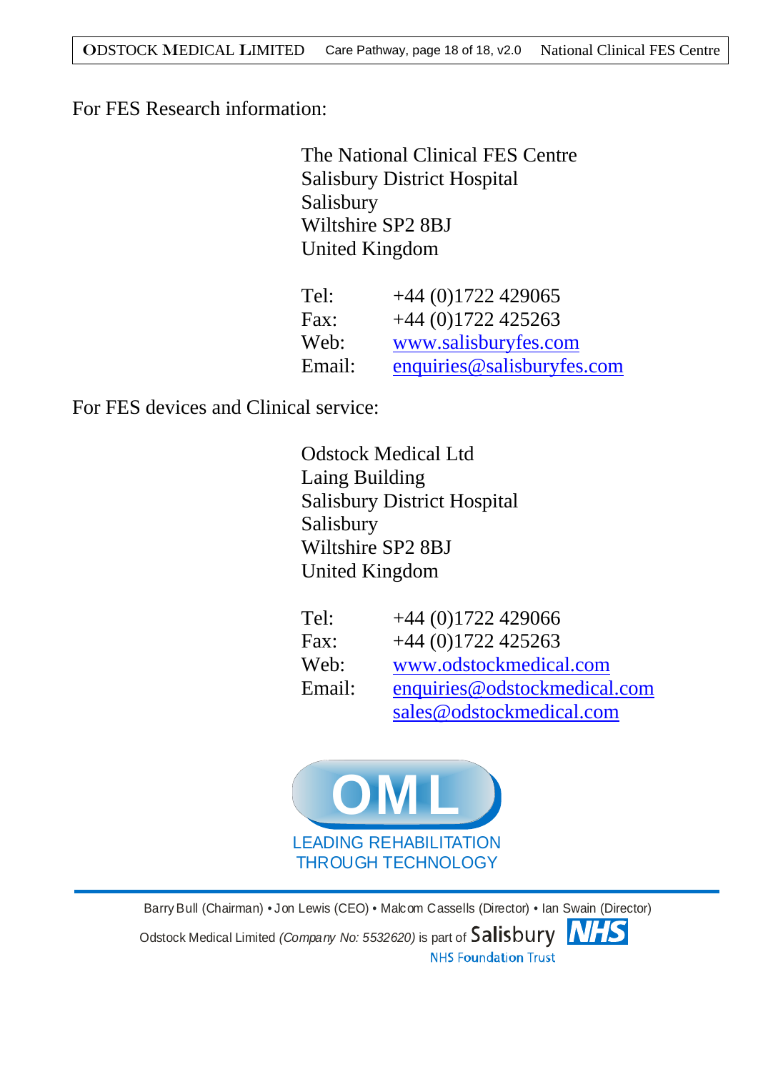For FES Research information:

The National Clinical FES Centre
Salisbury District Hospital
Salisbury
Wiltshire SP2 8BJ
United Kingdom

| | |
|---|---|
| Tel: | +44 (0)1722 429065 |
| Fax: | +44 (0)1722 425263 |
| Web: | www.salisburyfes.com |
| Email: | enquiries@salisburyfes.com |

For FES devices and Clinical service:

Odstock Medical Ltd
Laing Building
Salisbury District Hospital
Salisbury
Wiltshire SP2 8BJ
United Kingdom

| | |
|---|---|
| Tel: | +44 (0)1722 429066 |
| Fax: | +44 (0)1722 425263 |
| Web: | www.odstockmedical.com |
| Email: | enquiries@odstockmedical.com |
| | sales@odstockmedical.com |

OML
LEADING REHABILITATION
THROUGH TECHNOLOGY

Barry Bull (Chairman) • Jon Lewis (CEO) • Malcom Cassells (Director) • Ian Swain (Director)

Odstock Medical Limited *(Company No: 5532620)* is part of Salisbury NHS Foundation Trust